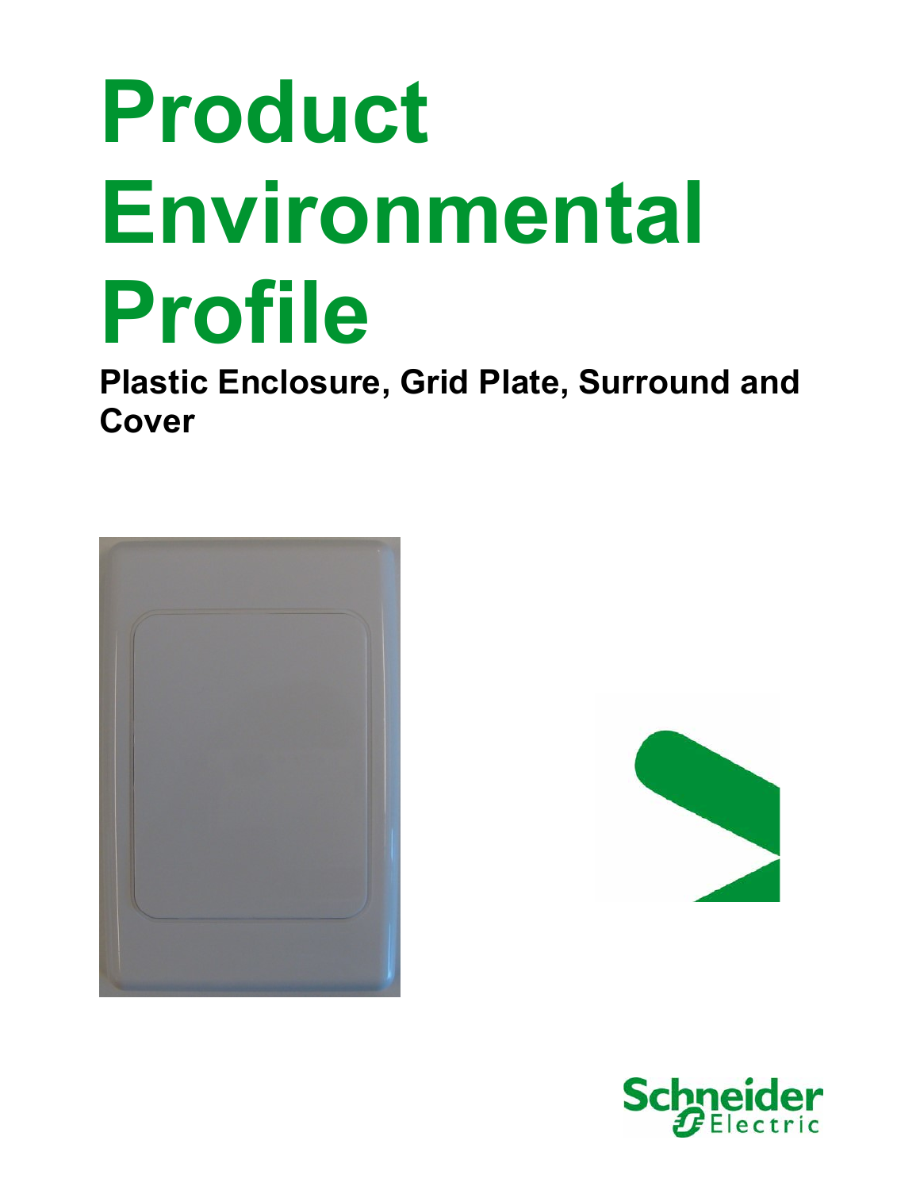# Product Environmental Profile

## Plastic Enclosure, Grid Plate, Surround and Cover

Schneider Electric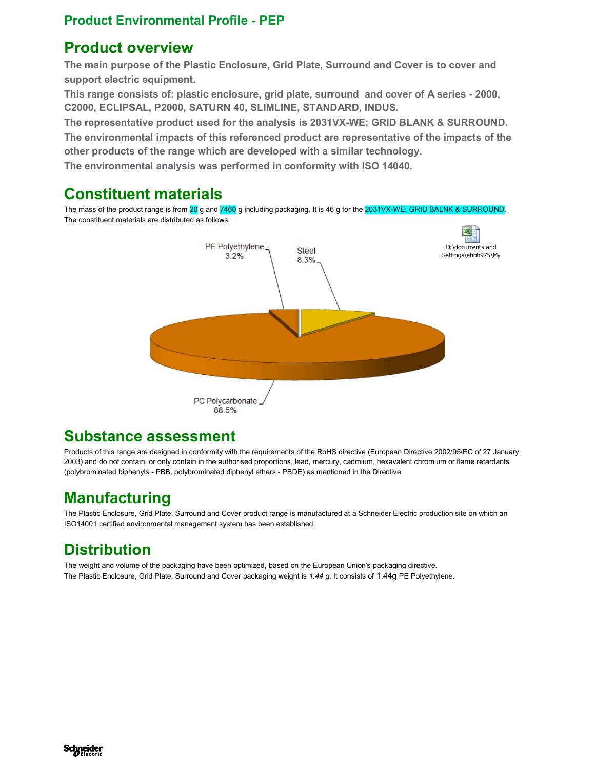## Product Environmental Profile - PEP

# Product overview

**The main purpose of the Plastic Enclosure, Grid Plate, Surround and Cover is to cover and support electric equipment.**

**This range consists of: plastic enclosure, grid plate, surround and cover of A series - 2000, C2000, ECLIPSAL, P2000, SATURN 40, SLIMLINE, STANDARD, INDUS.**

**The representative product used for the analysis is 2031VX-WE; GRID BLANK & SURROUND.**

**The environmental impacts of this referenced product are representative of the impacts of the other products of the range which are developed with a similar technology.**

**The environmental analysis was performed in conformity with ISO 14040.**

# Constituent materials

The mass of the product range is from 20 g and 7460 g including packaging. It is 46 g for the 2031VX-WE; GRID BALNK & SURROUND.
The constituent materials are distributed as follows:

PE Polyethylene 3.2%
Steel 8.3%
PC Polycarbonate 88.5%

D:\documents and Settings\ebbh975\My

# Substance assessment

Products of this range are designed in conformity with the requirements of the RoHS directive (European Directive 2002/95/EC of 27 January 2003) and do not contain, or only contain in the authorised proportions, lead, mercury, cadmium, hexavalent chromium or flame retardants (polybrominated biphenyls - PBB, polybrominated diphenyl ethers - PBDE) as mentioned in the Directive

# Manufacturing

The Plastic Enclosure, Grid Plate, Surround and Cover product range is manufactured at a Schneider Electric production site on which an ISO14001 certified environmental management system has been established.

# Distribution

The weight and volume of the packaging have been optimized, based on the European Union's packaging directive.
The Plastic Enclosure, Grid Plate, Surround and Cover packaging weight is *1.44 g*. It consists of 1.44g PE Polyethylene.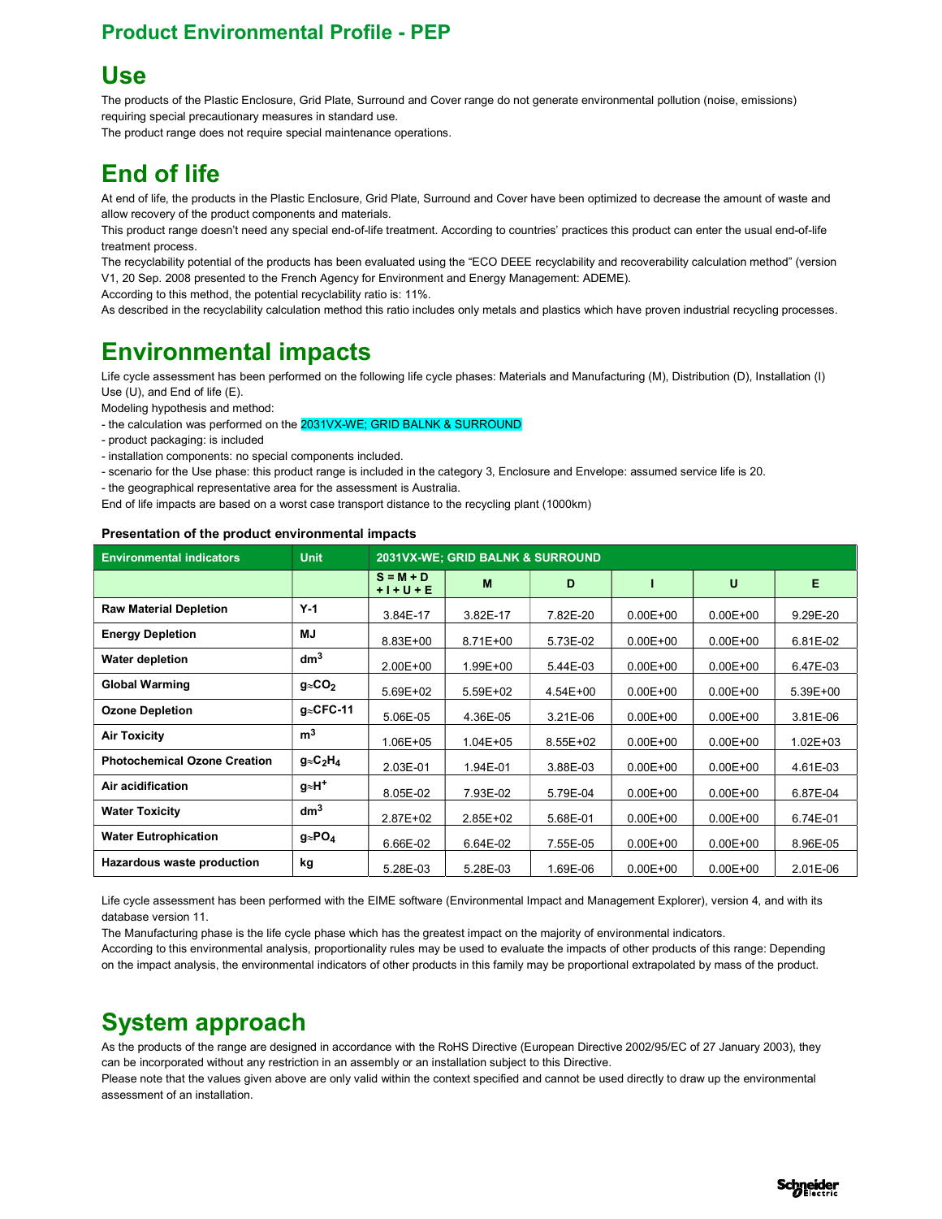## Product Environmental Profile - PEP

# Use

The products of the Plastic Enclosure, Grid Plate, Surround and Cover range do not generate environmental pollution (noise, emissions) requiring special precautionary measures in standard use.
The product range does not require special maintenance operations.

# End of life

At end of life, the products in the Plastic Enclosure, Grid Plate, Surround and Cover have been optimized to decrease the amount of waste and allow recovery of the product components and materials.
This product range doesn't need any special end-of-life treatment. According to countries' practices this product can enter the usual end-of-life treatment process.
The recyclability potential of the products has been evaluated using the "ECO DEEE recyclability and recoverability calculation method" (version V1, 20 Sep. 2008 presented to the French Agency for Environment and Energy Management: ADEME).
According to this method, the potential recyclability ratio is: 11%.
As described in the recyclability calculation method this ratio includes only metals and plastics which have proven industrial recycling processes.

# Environmental impacts

Life cycle assessment has been performed on the following life cycle phases: Materials and Manufacturing (M), Distribution (D), Installation (I) Use (U), and End of life (E).
Modeling hypothesis and method:
- the calculation was performed on the 2031VX-WE; GRID BALNK & SURROUND
- product packaging: is included
- installation components: no special components included.
- scenario for the Use phase: this product range is included in the category 3, Enclosure and Envelope: assumed service life is 20.
- the geographical representative area for the assessment is Australia.
End of life impacts are based on a worst case transport distance to the recycling plant (1000km)

**Presentation of the product environmental impacts**

| Environmental indicators | Unit | 2031VX-WE; GRID BALNK & SURROUND | | | | | |
|---|---|---|---|---|---|---|---|
| | | S = M + D + I + U + E | M | D | I | U | E |
| **Raw Material Depletion** | Y-1 | 3.84E-17 | 3.82E-17 | 7.82E-20 | 0.00E+00 | 0.00E+00 | 9.29E-20 |
| **Energy Depletion** | MJ | 8.83E+00 | 8.71E+00 | 5.73E-02 | 0.00E+00 | 0.00E+00 | 6.81E-02 |
| **Water depletion** | $dm^3$ | 2.00E+00 | 1.99E+00 | 5.44E-03 | 0.00E+00 | 0.00E+00 | 6.47E-03 |
| **Global Warming** | $g{\approx}CO_2$ | 5.69E+02 | 5.59E+02 | 4.54E+00 | 0.00E+00 | 0.00E+00 | 5.39E+00 |
| **Ozone Depletion** | g≈CFC-11 | 5.06E-05 | 4.36E-05 | 3.21E-06 | 0.00E+00 | 0.00E+00 | 3.81E-06 |
| **Air Toxicity** | $m^3$ | 1.06E+05 | 1.04E+05 | 8.55E+02 | 0.00E+00 | 0.00E+00 | 1.02E+03 |
| **Photochemical Ozone Creation** | $g{\approx}C_2H_4$ | 2.03E-01 | 1.94E-01 | 3.88E-03 | 0.00E+00 | 0.00E+00 | 4.61E-03 |
| **Air acidification** | $g{\approx}H^+$ | 8.05E-02 | 7.93E-02 | 5.79E-04 | 0.00E+00 | 0.00E+00 | 6.87E-04 |
| **Water Toxicity** | $dm^3$ | 2.87E+02 | 2.85E+02 | 5.68E-01 | 0.00E+00 | 0.00E+00 | 6.74E-01 |
| **Water Eutrophication** | $g{\approx}PO_4$ | 6.66E-02 | 6.64E-02 | 7.55E-05 | 0.00E+00 | 0.00E+00 | 8.96E-05 |
| **Hazardous waste production** | kg | 5.28E-03 | 5.28E-03 | 1.69E-06 | 0.00E+00 | 0.00E+00 | 2.01E-06 |

Life cycle assessment has been performed with the EIME software (Environmental Impact and Management Explorer), version 4, and with its database version 11.
The Manufacturing phase is the life cycle phase which has the greatest impact on the majority of environmental indicators.
According to this environmental analysis, proportionality rules may be used to evaluate the impacts of other products of this range: Depending on the impact analysis, the environmental indicators of other products in this family may be proportional extrapolated by mass of the product.

# System approach

As the products of the range are designed in accordance with the RoHS Directive (European Directive 2002/95/EC of 27 January 2003), they can be incorporated without any restriction in an assembly or an installation subject to this Directive.
Please note that the values given above are only valid within the context specified and cannot be used directly to draw up the environmental assessment of an installation.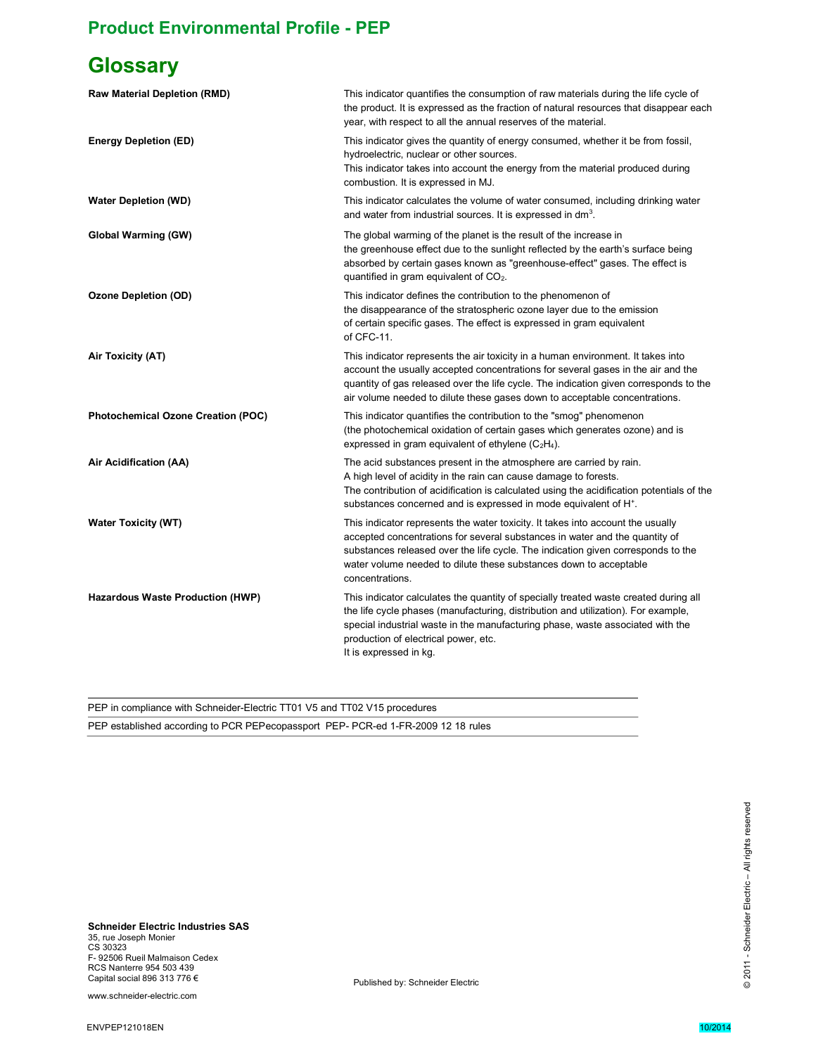# Product Environmental Profile - PEP

## Glossary

| | |
|---|---|
| **Raw Material Depletion (RMD)** | This indicator quantifies the consumption of raw materials during the life cycle of the product. It is expressed as the fraction of natural resources that disappear each year, with respect to all the annual reserves of the material. |
| **Energy Depletion (ED)** | This indicator gives the quantity of energy consumed, whether it be from fossil, hydroelectric, nuclear or other sources. This indicator takes into account the energy from the material produced during combustion. It is expressed in MJ. |
| **Water Depletion (WD)** | This indicator calculates the volume of water consumed, including drinking water and water from industrial sources. It is expressed in $dm^3$. |
| **Global Warming (GW)** | The global warming of the planet is the result of the increase in the greenhouse effect due to the sunlight reflected by the earth's surface being absorbed by certain gases known as "greenhouse-effect" gases. The effect is quantified in gram equivalent of $CO_2$. |
| **Ozone Depletion (OD)** | This indicator defines the contribution to the phenomenon of the disappearance of the stratospheric ozone layer due to the emission of certain specific gases. The effect is expressed in gram equivalent of CFC-11. |
| **Air Toxicity (AT)** | This indicator represents the air toxicity in a human environment. It takes into account the usually accepted concentrations for several gases in the air and the quantity of gas released over the life cycle. The indication given corresponds to the air volume needed to dilute these gases down to acceptable concentrations. |
| **Photochemical Ozone Creation (POC)** | This indicator quantifies the contribution to the "smog" phenomenon (the photochemical oxidation of certain gases which generates ozone) and is expressed in gram equivalent of ethylene ($C_2H_4$). |
| **Air Acidification (AA)** | The acid substances present in the atmosphere are carried by rain. A high level of acidity in the rain can cause damage to forests. The contribution of acidification is calculated using the acidification potentials of the substances concerned and is expressed in mode equivalent of $H^+$. |
| **Water Toxicity (WT)** | This indicator represents the water toxicity. It takes into account the usually accepted concentrations for several substances in water and the quantity of substances released over the life cycle. The indication given corresponds to the water volume needed to dilute these substances down to acceptable concentrations. |
| **Hazardous Waste Production (HWP)** | This indicator calculates the quantity of specially treated waste created during all the life cycle phases (manufacturing, distribution and utilization). For example, special industrial waste in the manufacturing phase, waste associated with the production of electrical power, etc. It is expressed in kg. |

PEP in compliance with Schneider-Electric TT01 V5 and TT02 V15 procedures

PEP established according to PCR PEPecopassport PEP- PCR-ed 1-FR-2009 12 18 rules

**Schneider Electric Industries SAS**
35, rue Joseph Monier
CS 30323
F- 92506 Rueil Malmaison Cedex
RCS Nanterre 954 503 439
Capital social 896 313 776 €

www.schneider-electric.com

Published by: Schneider Electric

© 2011 - Schneider Electric – All rights reserved

ENVPEP121018EN

10/2014